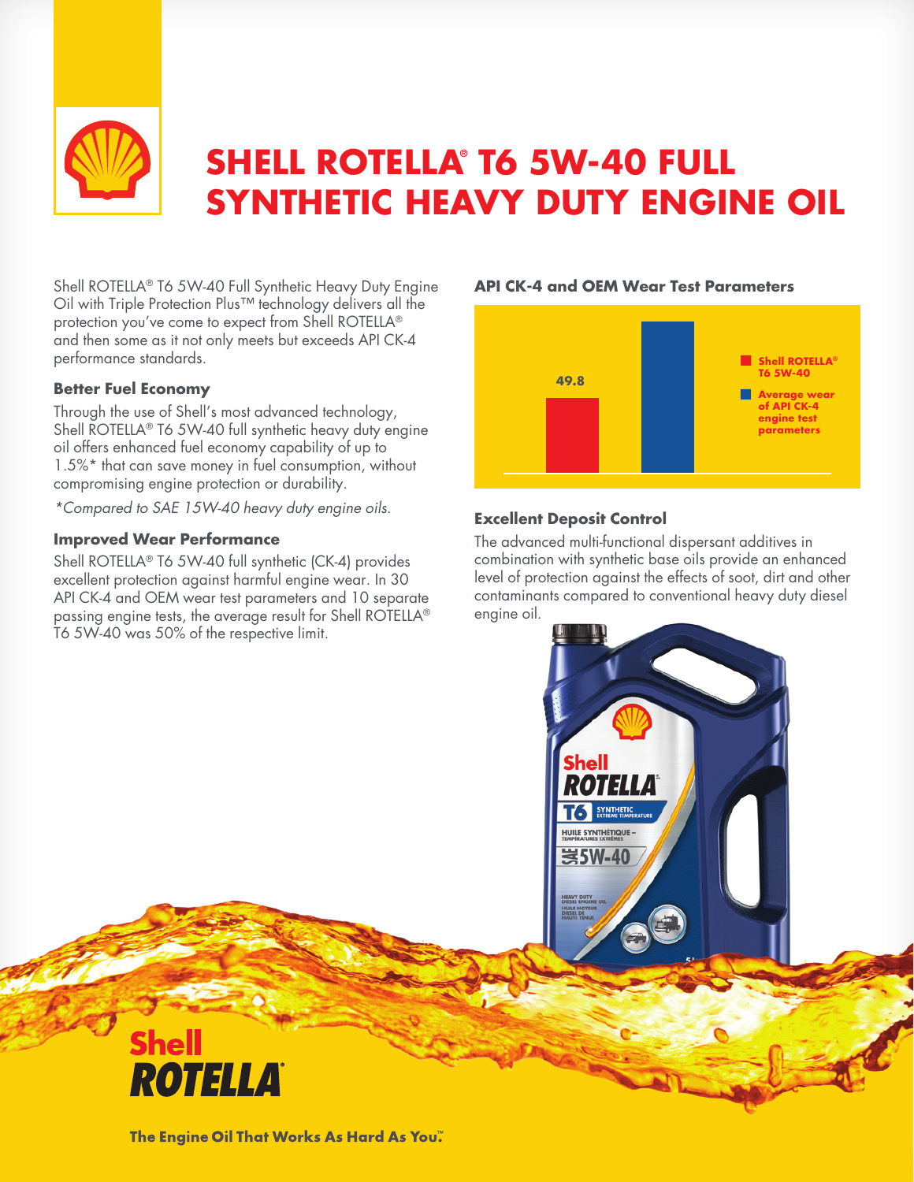# SHELL ROTELLA® T6 5W-40 FULL SYNTHETIC HEAVY DUTY ENGINE OIL

Shell ROTELLA® T6 5W-40 Full Synthetic Heavy Duty Engine Oil with Triple Protection Plus™ technology delivers all the protection you've come to expect from Shell ROTELLA® and then some as it not only meets but exceeds API CK-4 performance standards.

### Better Fuel Economy

Through the use of Shell's most advanced technology, Shell ROTELLA® T6 5W-40 full synthetic heavy duty engine oil offers enhanced fuel economy capability of up to 1.5%* that can save money in fuel consumption, without compromising engine protection or durability.

*\*Compared to SAE 15W-40 heavy duty engine oils.*

### Improved Wear Performance

Shell ROTELLA® T6 5W-40 full synthetic (CK-4) provides excellent protection against harmful engine wear. In 30 API CK-4 and OEM wear test parameters and 10 separate passing engine tests, the average result for Shell ROTELLA® T6 5W-40 was 50% of the respective limit.

### API CK-4 and OEM Wear Test Parameters

| Series | Value |
| --- | --- |
| Shell ROTELLA® T6 5W-40 | 49.8 |
| Average wear of API CK-4 engine test parameters | |

### Excellent Deposit Control

The advanced multi-functional dispersant additives in combination with synthetic base oils provide an enhanced level of protection against the effects of soot, dirt and other contaminants compared to conventional heavy duty diesel engine oil.

**Shell ROTELLA®**

**The Engine Oil That Works As Hard As You.™**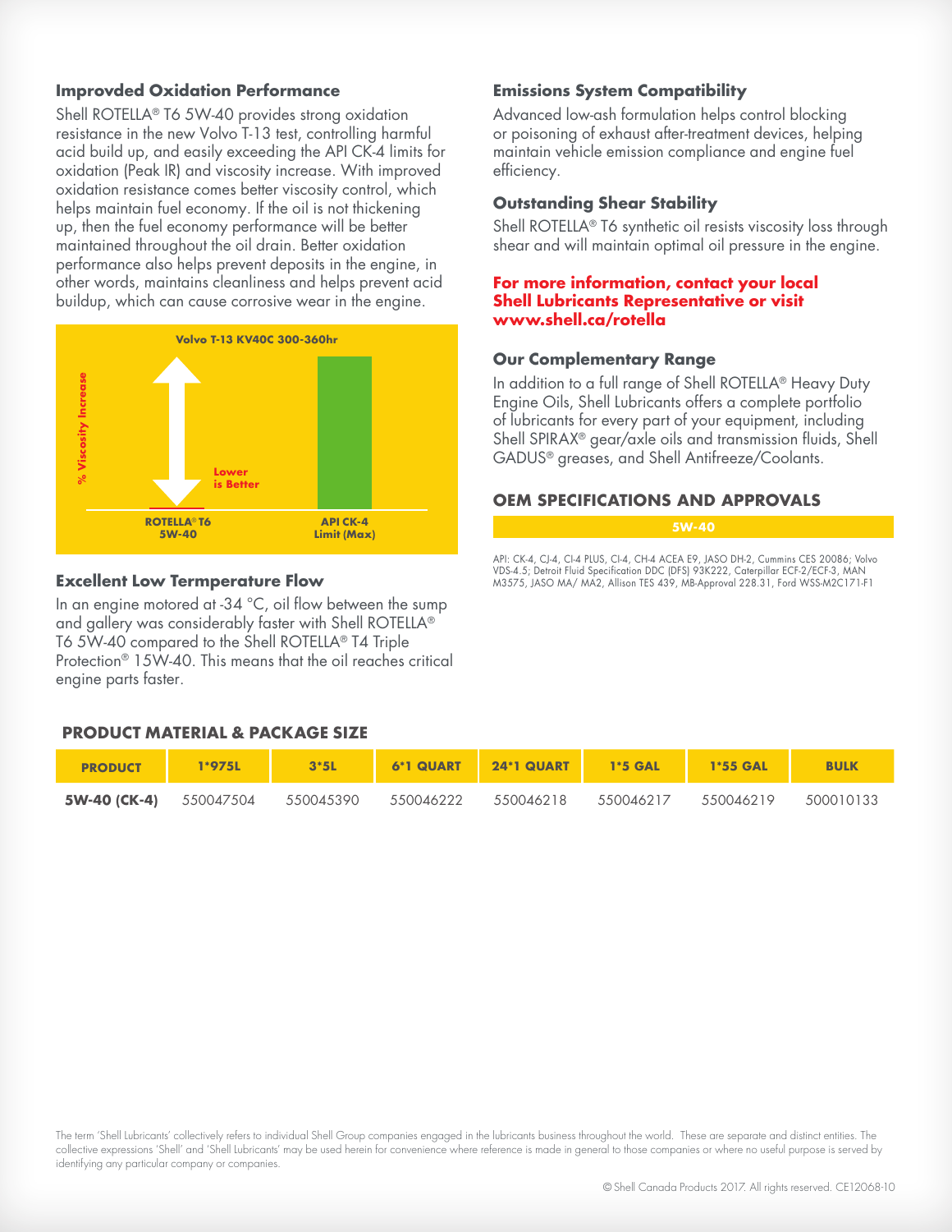### Improvded Oxidation Performance

Shell ROTELLA® T6 5W-40 provides strong oxidation resistance in the new Volvo T-13 test, controlling harmful acid build up, and easily exceeding the API CK-4 limits for oxidation (Peak IR) and viscosity increase. With improved oxidation resistance comes better viscosity control, which helps maintain fuel economy. If the oil is not thickening up, then the fuel economy performance will be better maintained throughout the oil drain. Better oxidation performance also helps prevent deposits in the engine, in other words, maintains cleanliness and helps prevent acid buildup, which can cause corrosive wear in the engine.

Volvo T-13 KV40C 300-360hr

% Viscosity Increase

Lower is Better

ROTELLA® T6 5W-40

API CK-4 Limit (Max)

### Excellent Low Termperature Flow

In an engine motored at -34 °C, oil flow between the sump and gallery was considerably faster with Shell ROTELLA® T6 5W-40 compared to the Shell ROTELLA® T4 Triple Protection® 15W-40. This means that the oil reaches critical engine parts faster.

### Emissions System Compatibility

Advanced low-ash formulation helps control blocking or poisoning of exhaust after-treatment devices, helping maintain vehicle emission compliance and engine fuel efficiency.

### Outstanding Shear Stability

Shell ROTELLA® T6 synthetic oil resists viscosity loss through shear and will maintain optimal oil pressure in the engine.

**For more information, contact your local Shell Lubricants Representative or visit www.shell.ca/rotella**

### Our Complementary Range

In addition to a full range of Shell ROTELLA® Heavy Duty Engine Oils, Shell Lubricants offers a complete portfolio of lubricants for every part of your equipment, including Shell SPIRAX® gear/axle oils and transmission fluids, Shell GADUS® greases, and Shell Antifreeze/Coolants.

### OEM SPECIFICATIONS AND APPROVALS

**5W-40**

API: CK-4, CJ-4, CI-4 PLUS, CI-4, CH-4 ACEA E9, JASO DH-2, Cummins CES 20086; Volvo VDS-4.5; Detroit Fluid Specification DDC (DFS) 93K222, Caterpillar ECF-2/ECF-3, MAN M3575, JASO MA/ MA2, Allison TES 439, MB-Approval 228.31, Ford WSS-M2C171-F1

### PRODUCT MATERIAL & PACKAGE SIZE

| PRODUCT | 1*975L | 3*5L | 6*1 QUART | 24*1 QUART | 1*5 GAL | 1*55 GAL | BULK |
|---|---|---|---|---|---|---|---|
| **5W-40 (CK-4)** | 550047504 | 550045390 | 550046222 | 550046218 | 550046217 | 550046219 | 500010133 |

The term 'Shell Lubricants' collectively refers to individual Shell Group companies engaged in the lubricants business throughout the world. These are separate and distinct entities. The collective expressions 'Shell' and 'Shell Lubricants' may be used herein for convenience where reference is made in general to those companies or where no useful purpose is served by identifying any particular company or companies.

© Shell Canada Products 2017. All rights reserved. CE12068-10